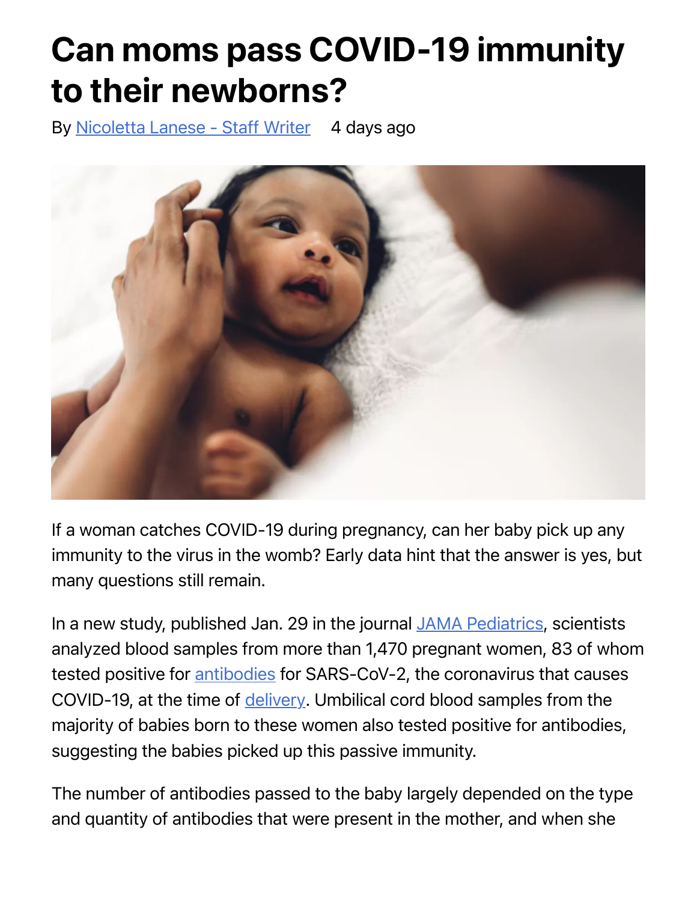# Can moms pass COVID-19 immunity to their newborns?

By Nicoletta Lanese - Staff Writer 4 days ago

If a woman catches COVID-19 during pregnancy, can her baby pick up any immunity to the virus in the womb? Early data hint that the answer is yes, but many questions still remain.

In a new study, published Jan. 29 in the journal JAMA Pediatrics, scientists analyzed blood samples from more than 1,470 pregnant women, 83 of whom tested positive for antibodies for SARS-CoV-2, the coronavirus that causes COVID-19, at the time of delivery. Umbilical cord blood samples from the majority of babies born to these women also tested positive for antibodies, suggesting the babies picked up this passive immunity.

The number of antibodies passed to the baby largely depended on the type and quantity of antibodies that were present in the mother, and when she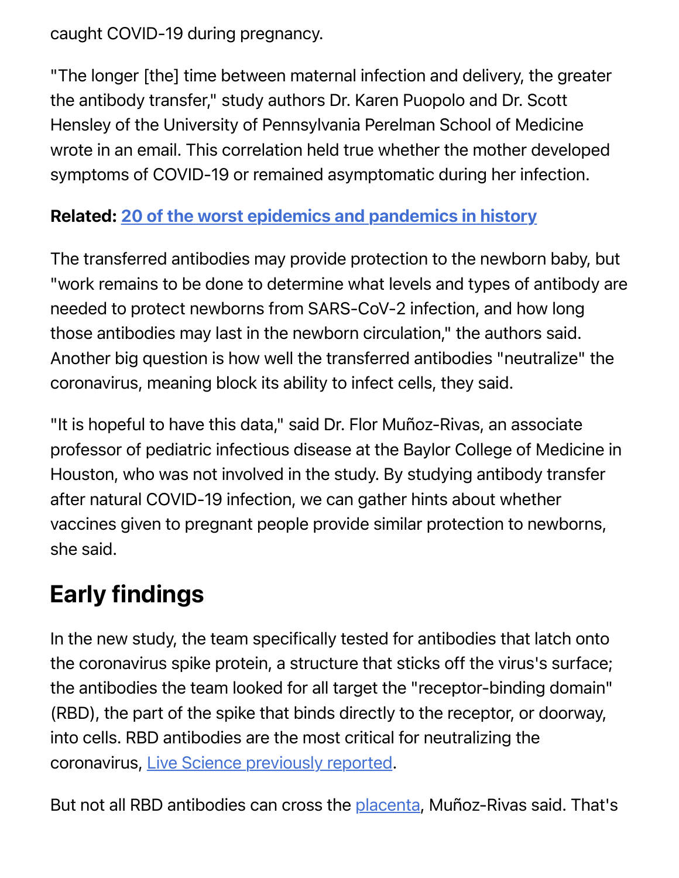caught COVID-19 during pregnancy.

"The longer [the] time between maternal infection and delivery, the greater the antibody transfer," study authors Dr. Karen Puopolo and Dr. Scott Hensley of the University of Pennsylvania Perelman School of Medicine wrote in an email. This correlation held true whether the mother developed symptoms of COVID-19 or remained asymptomatic during her infection.

**Related: [20 of the worst epidemics and pandemics in history]()**

The transferred antibodies may provide protection to the newborn baby, but "work remains to be done to determine what levels and types of antibody are needed to protect newborns from SARS-CoV-2 infection, and how long those antibodies may last in the newborn circulation," the authors said. Another big question is how well the transferred antibodies "neutralize" the coronavirus, meaning block its ability to infect cells, they said.

"It is hopeful to have this data," said Dr. Flor Muñoz-Rivas, an associate professor of pediatric infectious disease at the Baylor College of Medicine in Houston, who was not involved in the study. By studying antibody transfer after natural COVID-19 infection, we can gather hints about whether vaccines given to pregnant people provide similar protection to newborns, she said.

## Early findings

In the new study, the team specifically tested for antibodies that latch onto the coronavirus spike protein, a structure that sticks off the virus's surface; the antibodies the team looked for all target the "receptor-binding domain" (RBD), the part of the spike that binds directly to the receptor, or doorway, into cells. RBD antibodies are the most critical for neutralizing the coronavirus, [Live Science previously reported]().

But not all RBD antibodies can cross the [placenta](), Muñoz-Rivas said. That's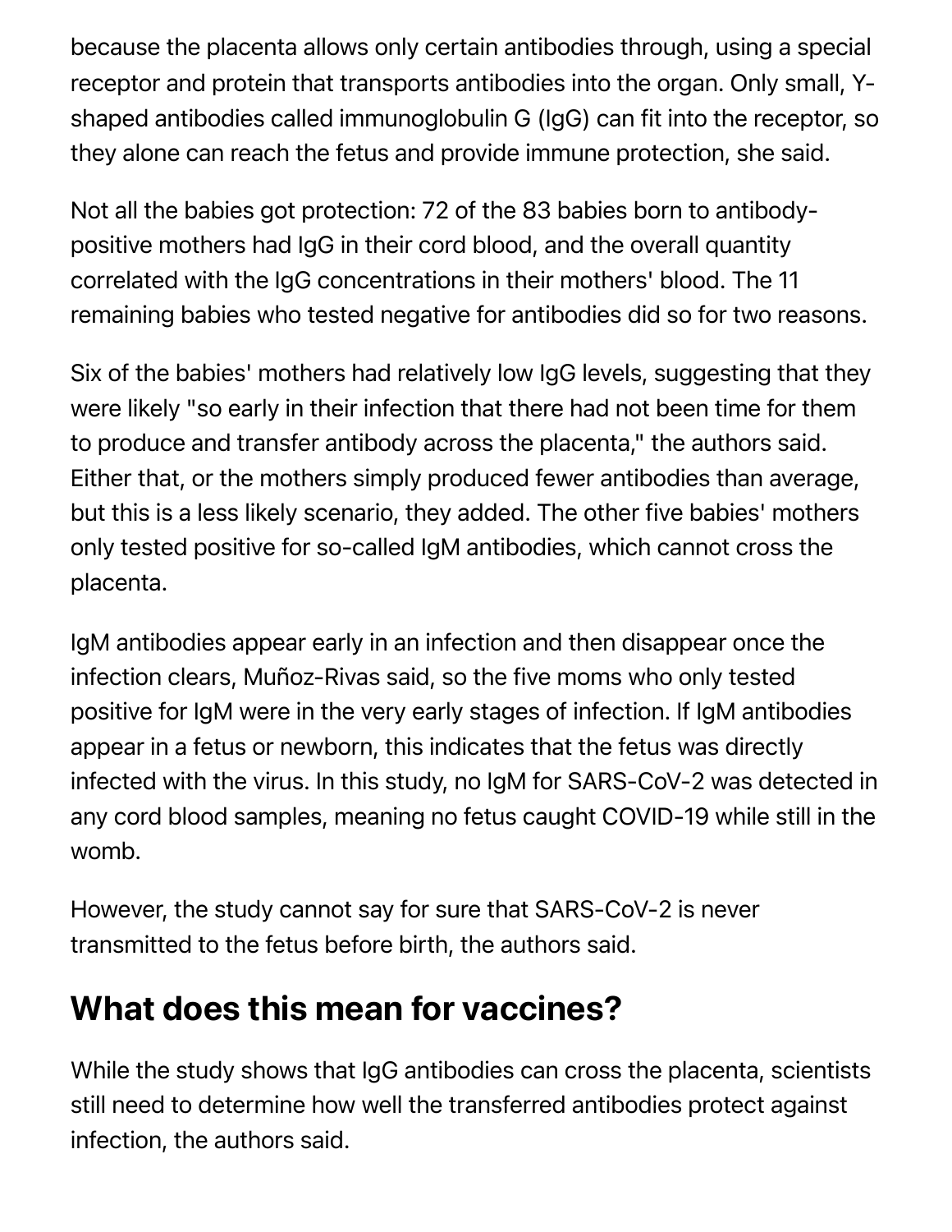because the placenta allows only certain antibodies through, using a special receptor and protein that transports antibodies into the organ. Only small, Y-shaped antibodies called immunoglobulin G (IgG) can fit into the receptor, so they alone can reach the fetus and provide immune protection, she said.

Not all the babies got protection: 72 of the 83 babies born to antibody-positive mothers had IgG in their cord blood, and the overall quantity correlated with the IgG concentrations in their mothers' blood. The 11 remaining babies who tested negative for antibodies did so for two reasons.

Six of the babies' mothers had relatively low IgG levels, suggesting that they were likely "so early in their infection that there had not been time for them to produce and transfer antibody across the placenta," the authors said. Either that, or the mothers simply produced fewer antibodies than average, but this is a less likely scenario, they added. The other five babies' mothers only tested positive for so-called IgM antibodies, which cannot cross the placenta.

IgM antibodies appear early in an infection and then disappear once the infection clears, Muñoz-Rivas said, so the five moms who only tested positive for IgM were in the very early stages of infection. If IgM antibodies appear in a fetus or newborn, this indicates that the fetus was directly infected with the virus. In this study, no IgM for SARS-CoV-2 was detected in any cord blood samples, meaning no fetus caught COVID-19 while still in the womb.

However, the study cannot say for sure that SARS-CoV-2 is never transmitted to the fetus before birth, the authors said.

## What does this mean for vaccines?

While the study shows that IgG antibodies can cross the placenta, scientists still need to determine how well the transferred antibodies protect against infection, the authors said.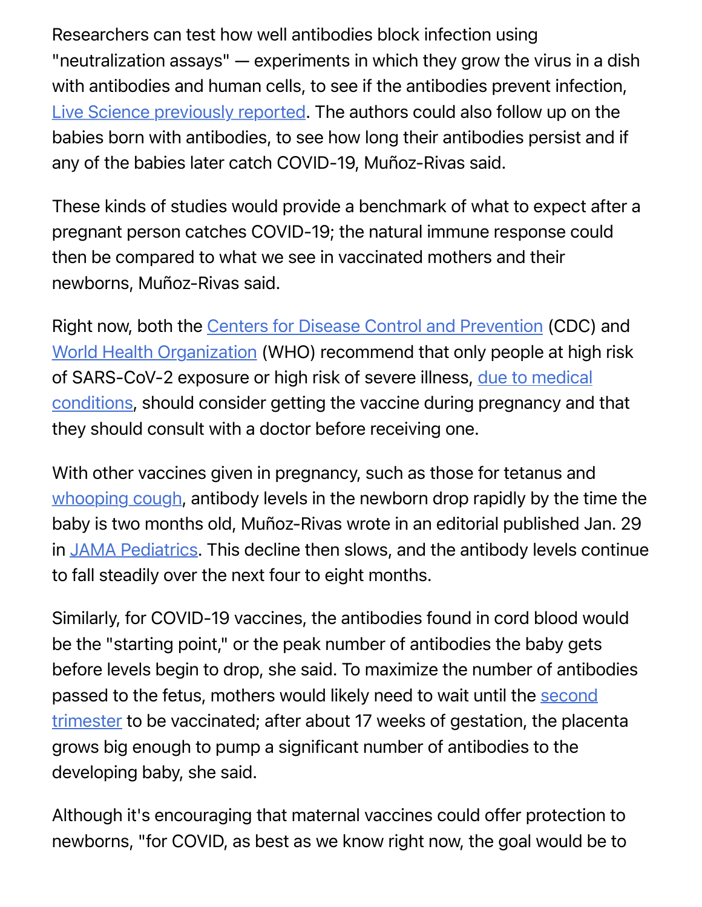Researchers can test how well antibodies block infection using "neutralization assays" — experiments in which they grow the virus in a dish with antibodies and human cells, to see if the antibodies prevent infection, Live Science previously reported. The authors could also follow up on the babies born with antibodies, to see how long their antibodies persist and if any of the babies later catch COVID-19, Muñoz-Rivas said.

These kinds of studies would provide a benchmark of what to expect after a pregnant person catches COVID-19; the natural immune response could then be compared to what we see in vaccinated mothers and their newborns, Muñoz-Rivas said.

Right now, both the Centers for Disease Control and Prevention (CDC) and World Health Organization (WHO) recommend that only people at high risk of SARS-CoV-2 exposure or high risk of severe illness, due to medical conditions, should consider getting the vaccine during pregnancy and that they should consult with a doctor before receiving one.

With other vaccines given in pregnancy, such as those for tetanus and whooping cough, antibody levels in the newborn drop rapidly by the time the baby is two months old, Muñoz-Rivas wrote in an editorial published Jan. 29 in JAMA Pediatrics. This decline then slows, and the antibody levels continue to fall steadily over the next four to eight months.

Similarly, for COVID-19 vaccines, the antibodies found in cord blood would be the "starting point," or the peak number of antibodies the baby gets before levels begin to drop, she said. To maximize the number of antibodies passed to the fetus, mothers would likely need to wait until the second trimester to be vaccinated; after about 17 weeks of gestation, the placenta grows big enough to pump a significant number of antibodies to the developing baby, she said.

Although it's encouraging that maternal vaccines could offer protection to newborns, "for COVID, as best as we know right now, the goal would be to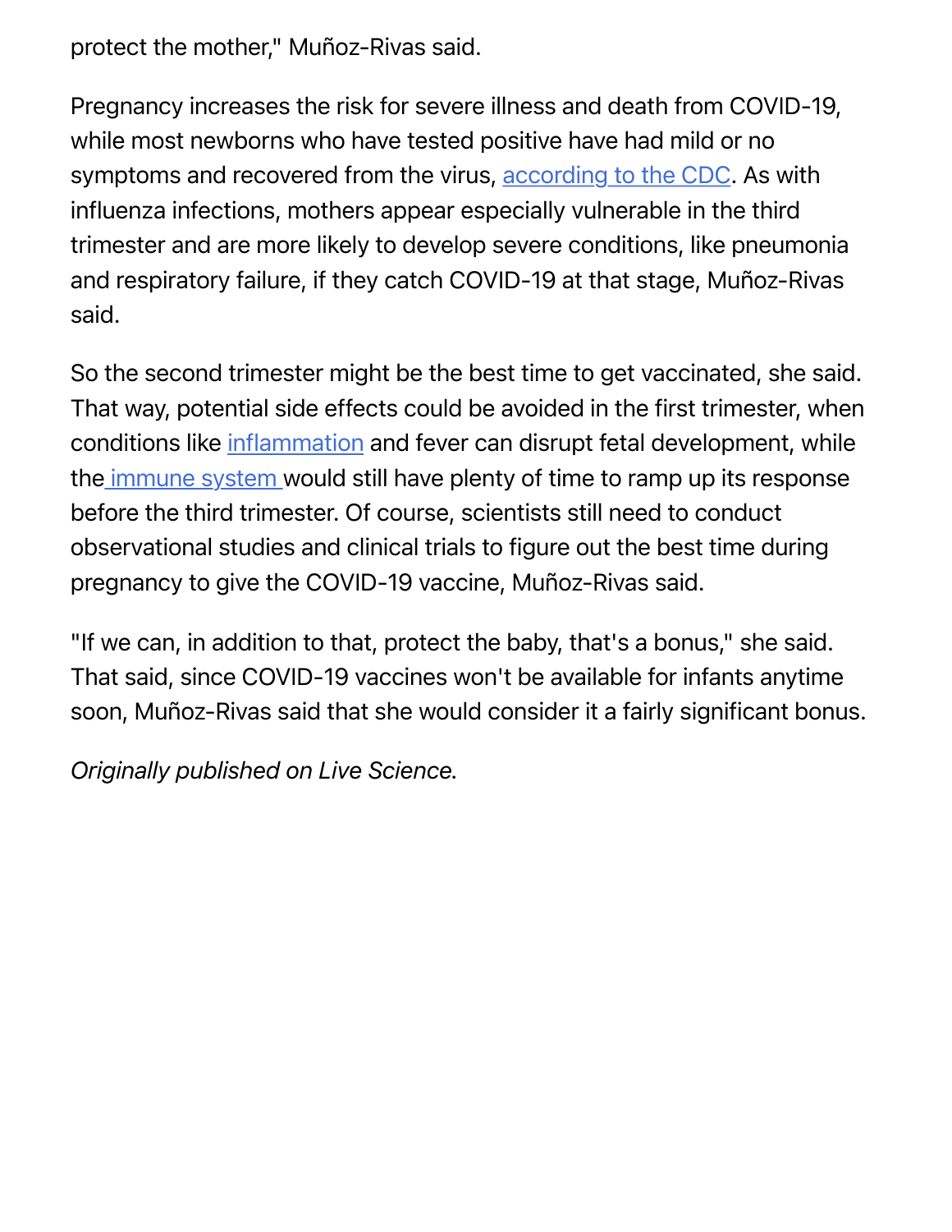protect the mother," Muñoz-Rivas said.

Pregnancy increases the risk for severe illness and death from COVID-19, while most newborns who have tested positive have had mild or no symptoms and recovered from the virus, according to the CDC. As with influenza infections, mothers appear especially vulnerable in the third trimester and are more likely to develop severe conditions, like pneumonia and respiratory failure, if they catch COVID-19 at that stage, Muñoz-Rivas said.

So the second trimester might be the best time to get vaccinated, she said. That way, potential side effects could be avoided in the first trimester, when conditions like inflammation and fever can disrupt fetal development, while the immune system would still have plenty of time to ramp up its response before the third trimester. Of course, scientists still need to conduct observational studies and clinical trials to figure out the best time during pregnancy to give the COVID-19 vaccine, Muñoz-Rivas said.

"If we can, in addition to that, protect the baby, that's a bonus," she said. That said, since COVID-19 vaccines won't be available for infants anytime soon, Muñoz-Rivas said that she would consider it a fairly significant bonus.

*Originally published on Live Science.*